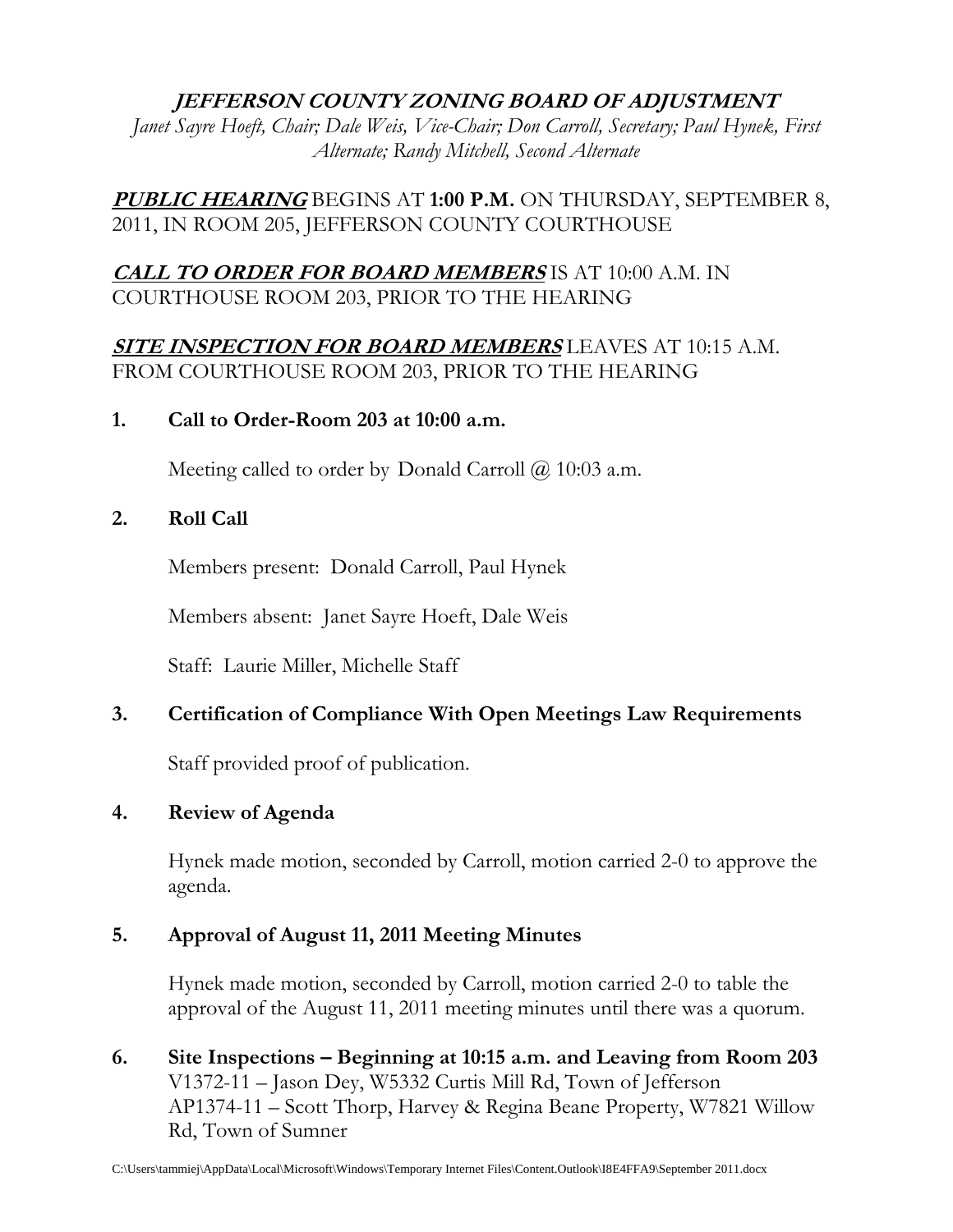# *JEFFERSON COUNTY ZONING BOARD OF ADJUSTMENT*

*Janet Sayre Hoeft, Chair; Dale Weis, Vice-Chair; Don Carroll, Secretary; Paul Hynek, First Alternate; Randy Mitchell, Second Alternate*

***PUBLIC HEARING*** BEGINS AT **1:00 P.M.** ON THURSDAY, SEPTEMBER 8, 2011, IN ROOM 205, JEFFERSON COUNTY COURTHOUSE

***CALL TO ORDER FOR BOARD MEMBERS*** IS AT 10:00 A.M. IN COURTHOUSE ROOM 203, PRIOR TO THE HEARING

***SITE INSPECTION FOR BOARD MEMBERS*** LEAVES AT 10:15 A.M. FROM COURTHOUSE ROOM 203, PRIOR TO THE HEARING

**1. Call to Order-Room 203 at 10:00 a.m.**

Meeting called to order by Donald Carroll @ 10:03 a.m.

**2. Roll Call**

Members present: Donald Carroll, Paul Hynek

Members absent: Janet Sayre Hoeft, Dale Weis

Staff: Laurie Miller, Michelle Staff

**3. Certification of Compliance With Open Meetings Law Requirements**

Staff provided proof of publication.

**4. Review of Agenda**

Hynek made motion, seconded by Carroll, motion carried 2-0 to approve the agenda.

**5. Approval of August 11, 2011 Meeting Minutes**

Hynek made motion, seconded by Carroll, motion carried 2-0 to table the approval of the August 11, 2011 meeting minutes until there was a quorum.

**6. Site Inspections – Beginning at 10:15 a.m. and Leaving from Room 203**

V1372-11 – Jason Dey, W5332 Curtis Mill Rd, Town of Jefferson
AP1374-11 – Scott Thorp, Harvey & Regina Beane Property, W7821 Willow Rd, Town of Sumner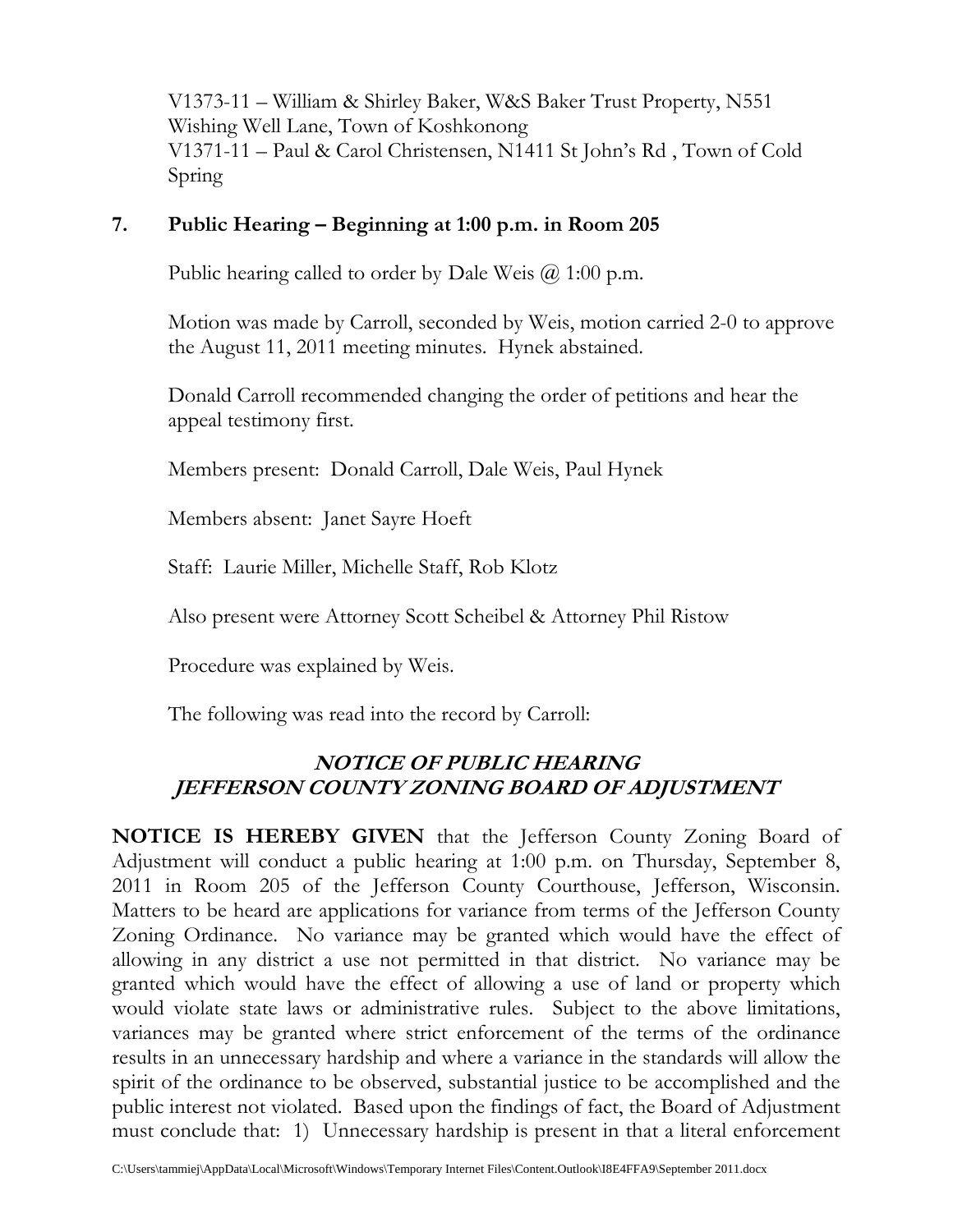V1373-11 – William & Shirley Baker, W&S Baker Trust Property, N551 Wishing Well Lane, Town of Koshkonong
V1371-11 – Paul & Carol Christensen, N1411 St John's Rd , Town of Cold Spring

## 7. Public Hearing – Beginning at 1:00 p.m. in Room 205

Public hearing called to order by Dale Weis @ 1:00 p.m.

Motion was made by Carroll, seconded by Weis, motion carried 2-0 to approve the August 11, 2011 meeting minutes. Hynek abstained.

Donald Carroll recommended changing the order of petitions and hear the appeal testimony first.

Members present: Donald Carroll, Dale Weis, Paul Hynek

Members absent: Janet Sayre Hoeft

Staff: Laurie Miller, Michelle Staff, Rob Klotz

Also present were Attorney Scott Scheibel & Attorney Phil Ristow

Procedure was explained by Weis.

The following was read into the record by Carroll:

### *NOTICE OF PUBLIC HEARING JEFFERSON COUNTY ZONING BOARD OF ADJUSTMENT*

**NOTICE IS HEREBY GIVEN** that the Jefferson County Zoning Board of Adjustment will conduct a public hearing at 1:00 p.m. on Thursday, September 8, 2011 in Room 205 of the Jefferson County Courthouse, Jefferson, Wisconsin. Matters to be heard are applications for variance from terms of the Jefferson County Zoning Ordinance. No variance may be granted which would have the effect of allowing in any district a use not permitted in that district. No variance may be granted which would have the effect of allowing a use of land or property which would violate state laws or administrative rules. Subject to the above limitations, variances may be granted where strict enforcement of the terms of the ordinance results in an unnecessary hardship and where a variance in the standards will allow the spirit of the ordinance to be observed, substantial justice to be accomplished and the public interest not violated. Based upon the findings of fact, the Board of Adjustment must conclude that: 1) Unnecessary hardship is present in that a literal enforcement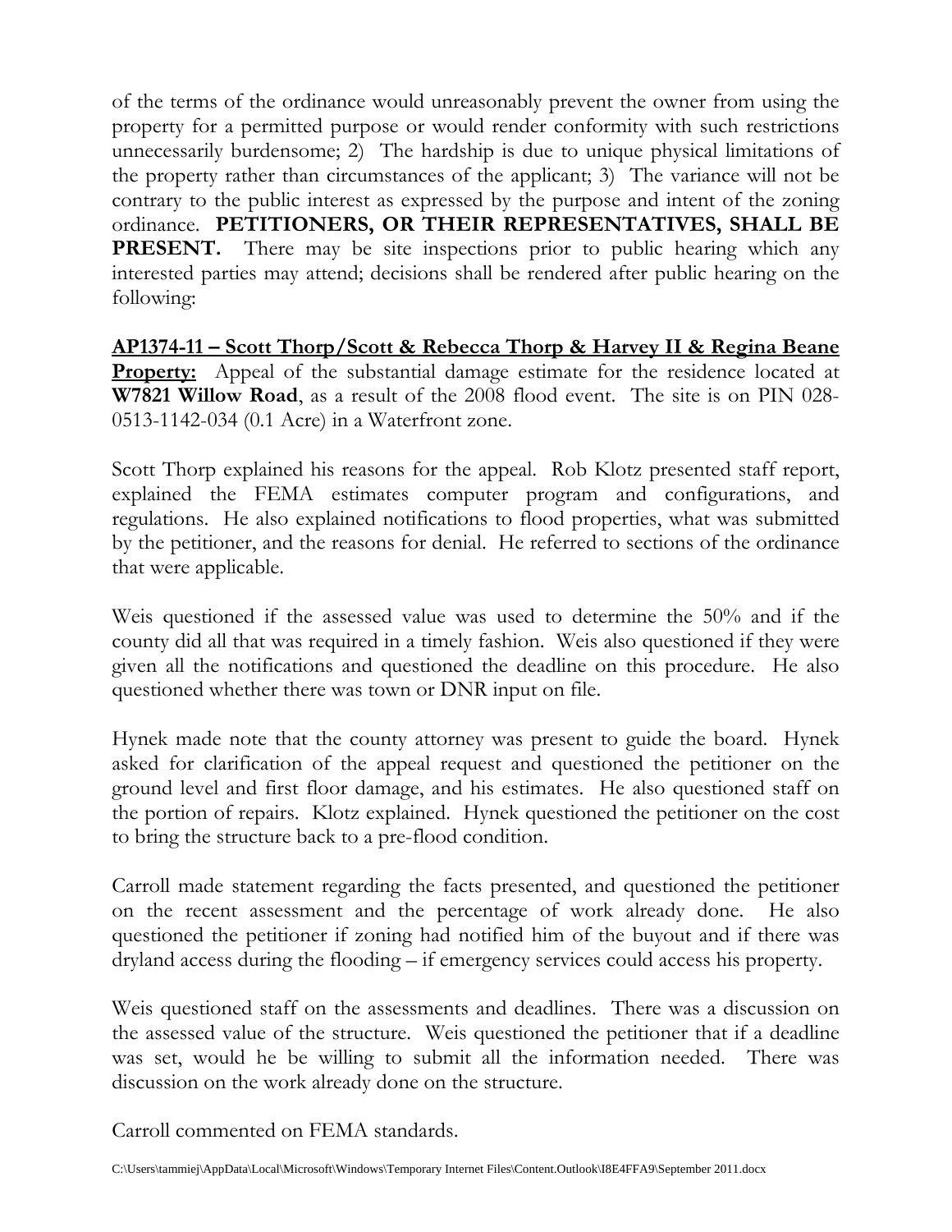of the terms of the ordinance would unreasonably prevent the owner from using the property for a permitted purpose or would render conformity with such restrictions unnecessarily burdensome; 2) The hardship is due to unique physical limitations of the property rather than circumstances of the applicant; 3) The variance will not be contrary to the public interest as expressed by the purpose and intent of the zoning ordinance. **PETITIONERS, OR THEIR REPRESENTATIVES, SHALL BE PRESENT.** There may be site inspections prior to public hearing which any interested parties may attend; decisions shall be rendered after public hearing on the following:

**AP1374-11 – Scott Thorp/Scott & Rebecca Thorp & Harvey II & Regina Beane Property:** Appeal of the substantial damage estimate for the residence located at **W7821 Willow Road**, as a result of the 2008 flood event. The site is on PIN 028-0513-1142-034 (0.1 Acre) in a Waterfront zone.

Scott Thorp explained his reasons for the appeal. Rob Klotz presented staff report, explained the FEMA estimates computer program and configurations, and regulations. He also explained notifications to flood properties, what was submitted by the petitioner, and the reasons for denial. He referred to sections of the ordinance that were applicable.

Weis questioned if the assessed value was used to determine the 50% and if the county did all that was required in a timely fashion. Weis also questioned if they were given all the notifications and questioned the deadline on this procedure. He also questioned whether there was town or DNR input on file.

Hynek made note that the county attorney was present to guide the board. Hynek asked for clarification of the appeal request and questioned the petitioner on the ground level and first floor damage, and his estimates. He also questioned staff on the portion of repairs. Klotz explained. Hynek questioned the petitioner on the cost to bring the structure back to a pre-flood condition.

Carroll made statement regarding the facts presented, and questioned the petitioner on the recent assessment and the percentage of work already done. He also questioned the petitioner if zoning had notified him of the buyout and if there was dryland access during the flooding – if emergency services could access his property.

Weis questioned staff on the assessments and deadlines. There was a discussion on the assessed value of the structure. Weis questioned the petitioner that if a deadline was set, would he be willing to submit all the information needed. There was discussion on the work already done on the structure.

Carroll commented on FEMA standards.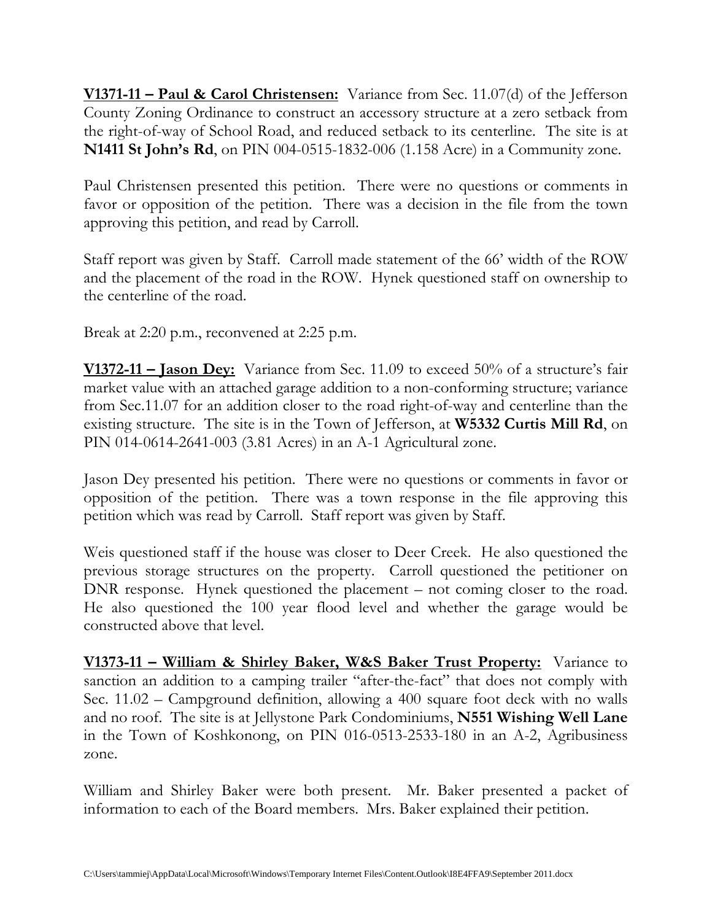**<u>V1371-11 – Paul & Carol Christensen:</u>** Variance from Sec. 11.07(d) of the Jefferson County Zoning Ordinance to construct an accessory structure at a zero setback from the right-of-way of School Road, and reduced setback to its centerline. The site is at **N1411 St John's Rd**, on PIN 004-0515-1832-006 (1.158 Acre) in a Community zone.

Paul Christensen presented this petition. There were no questions or comments in favor or opposition of the petition. There was a decision in the file from the town approving this petition, and read by Carroll.

Staff report was given by Staff. Carroll made statement of the 66' width of the ROW and the placement of the road in the ROW. Hynek questioned staff on ownership to the centerline of the road.

Break at 2:20 p.m., reconvened at 2:25 p.m.

**<u>V1372-11 – Jason Dey:</u>** Variance from Sec. 11.09 to exceed 50% of a structure's fair market value with an attached garage addition to a non-conforming structure; variance from Sec.11.07 for an addition closer to the road right-of-way and centerline than the existing structure. The site is in the Town of Jefferson, at **W5332 Curtis Mill Rd**, on PIN 014-0614-2641-003 (3.81 Acres) in an A-1 Agricultural zone.

Jason Dey presented his petition. There were no questions or comments in favor or opposition of the petition. There was a town response in the file approving this petition which was read by Carroll. Staff report was given by Staff.

Weis questioned staff if the house was closer to Deer Creek. He also questioned the previous storage structures on the property. Carroll questioned the petitioner on DNR response. Hynek questioned the placement – not coming closer to the road. He also questioned the 100 year flood level and whether the garage would be constructed above that level.

**<u>V1373-11 – William & Shirley Baker, W&S Baker Trust Property:</u>** Variance to sanction an addition to a camping trailer "after-the-fact" that does not comply with Sec. 11.02 – Campground definition, allowing a 400 square foot deck with no walls and no roof. The site is at Jellystone Park Condominiums, **N551 Wishing Well Lane** in the Town of Koshkonong, on PIN 016-0513-2533-180 in an A-2, Agribusiness zone.

William and Shirley Baker were both present. Mr. Baker presented a packet of information to each of the Board members. Mrs. Baker explained their petition.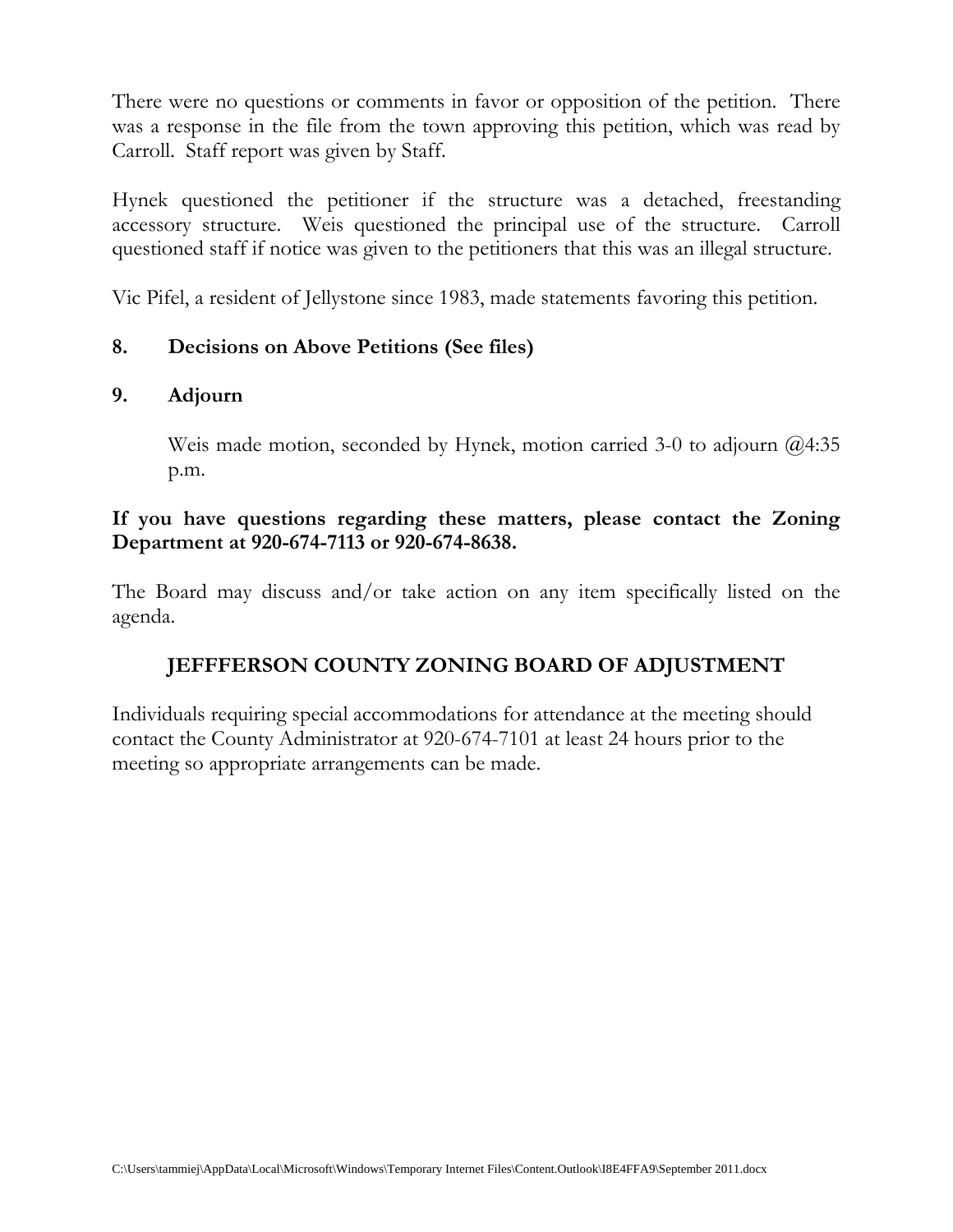There were no questions or comments in favor or opposition of the petition. There was a response in the file from the town approving this petition, which was read by Carroll. Staff report was given by Staff.

Hynek questioned the petitioner if the structure was a detached, freestanding accessory structure. Weis questioned the principal use of the structure. Carroll questioned staff if notice was given to the petitioners that this was an illegal structure.

Vic Pifel, a resident of Jellystone since 1983, made statements favoring this petition.

**8. Decisions on Above Petitions (See files)**

**9. Adjourn**

Weis made motion, seconded by Hynek, motion carried 3-0 to adjourn @4:35 p.m.

**If you have questions regarding these matters, please contact the Zoning Department at 920-674-7113 or 920-674-8638.**

The Board may discuss and/or take action on any item specifically listed on the agenda.

## JEFFFERSON COUNTY ZONING BOARD OF ADJUSTMENT

Individuals requiring special accommodations for attendance at the meeting should contact the County Administrator at 920-674-7101 at least 24 hours prior to the meeting so appropriate arrangements can be made.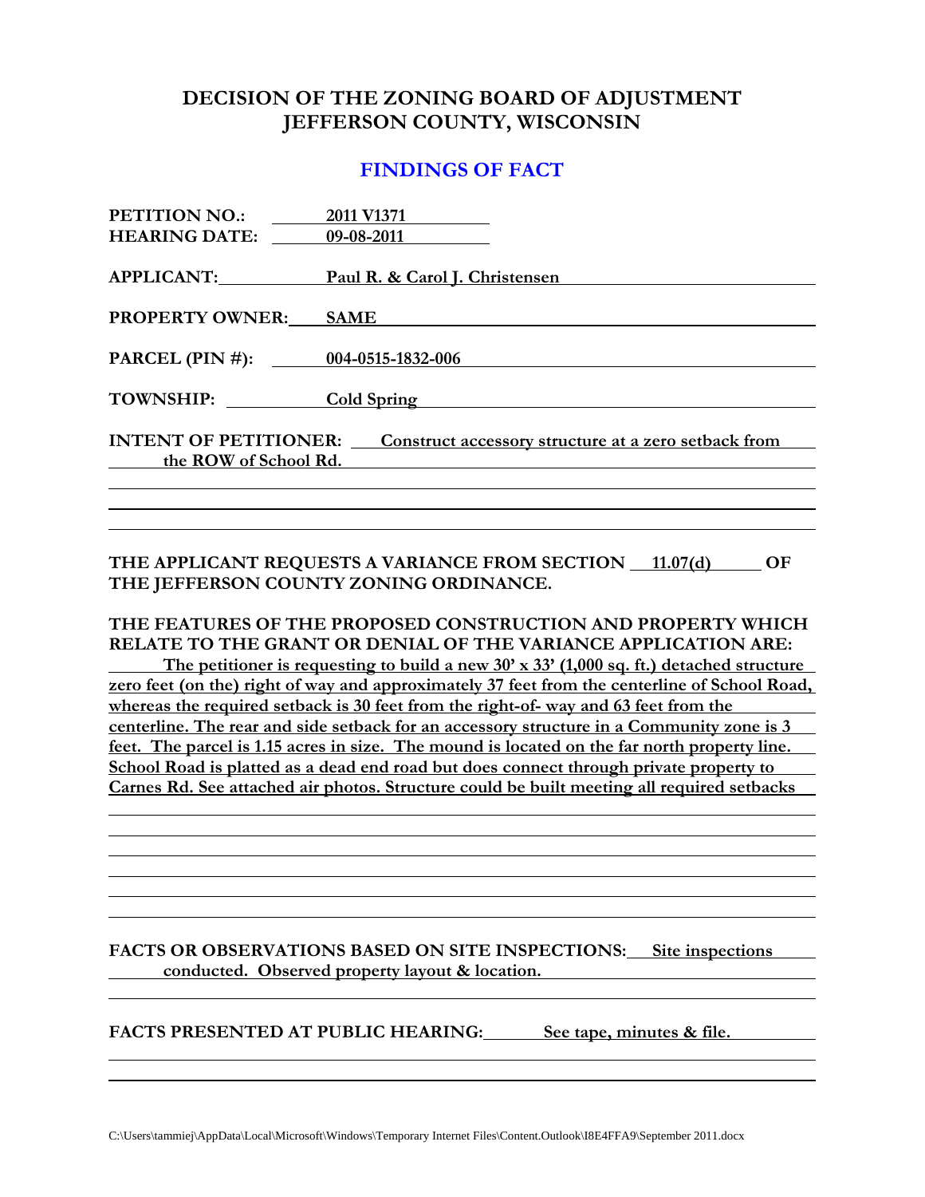# DECISION OF THE ZONING BOARD OF ADJUSTMENT
# JEFFERSON COUNTY, WISCONSIN

## FINDINGS OF FACT

**PETITION NO.:** 2011 V1371
**HEARING DATE:** 09-08-2011

**APPLICANT:** Paul R. & Carol J. Christensen

**PROPERTY OWNER:** SAME

**PARCEL (PIN #):** 004-0515-1832-006

**TOWNSHIP:** Cold Spring

**INTENT OF PETITIONER:** Construct accessory structure at a zero setback from the ROW of School Rd.

**THE APPLICANT REQUESTS A VARIANCE FROM SECTION 11.07(d) OF THE JEFFERSON COUNTY ZONING ORDINANCE.**

**THE FEATURES OF THE PROPOSED CONSTRUCTION AND PROPERTY WHICH RELATE TO THE GRANT OR DENIAL OF THE VARIANCE APPLICATION ARE:** The petitioner is requesting to build a new 30' x 33' (1,000 sq. ft.) detached structure zero feet (on the) right of way and approximately 37 feet from the centerline of School Road, whereas the required setback is 30 feet from the right-of- way and 63 feet from the centerline. The rear and side setback for an accessory structure in a Community zone is 3 feet. The parcel is 1.15 acres in size. The mound is located on the far north property line. School Road is platted as a dead end road but does connect through private property to Carnes Rd. See attached air photos. Structure could be built meeting all required setbacks

**FACTS OR OBSERVATIONS BASED ON SITE INSPECTIONS:** Site inspections conducted. Observed property layout & location.

**FACTS PRESENTED AT PUBLIC HEARING:** See tape, minutes & file.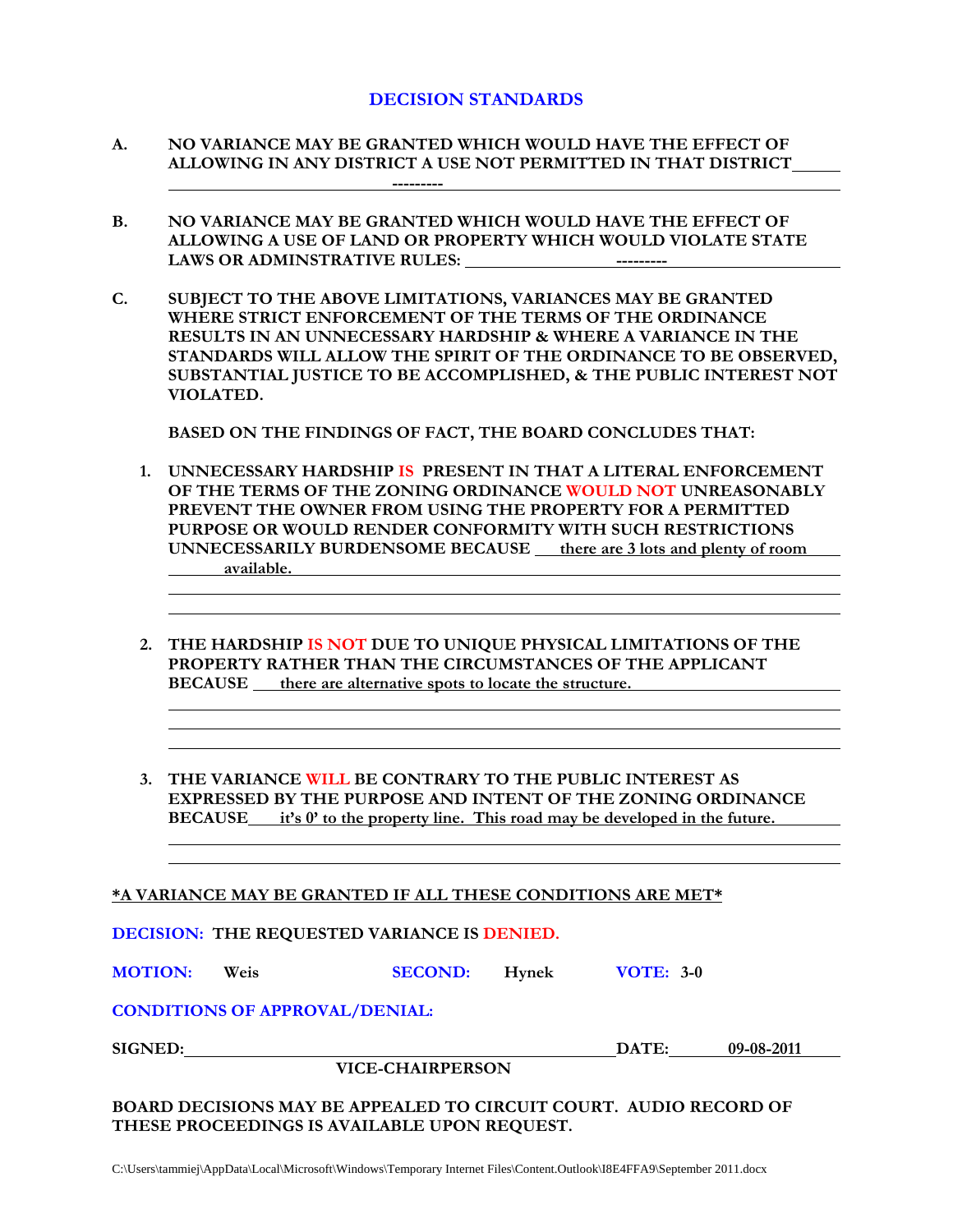## DECISION STANDARDS

**A. NO VARIANCE MAY BE GRANTED WHICH WOULD HAVE THE EFFECT OF ALLOWING IN ANY DISTRICT A USE NOT PERMITTED IN THAT DISTRICT** ---------

**B. NO VARIANCE MAY BE GRANTED WHICH WOULD HAVE THE EFFECT OF ALLOWING A USE OF LAND OR PROPERTY WHICH WOULD VIOLATE STATE LAWS OR ADMINSTRATIVE RULES:** ---------

**C. SUBJECT TO THE ABOVE LIMITATIONS, VARIANCES MAY BE GRANTED WHERE STRICT ENFORCEMENT OF THE TERMS OF THE ORDINANCE RESULTS IN AN UNNECESSARY HARDSHIP & WHERE A VARIANCE IN THE STANDARDS WILL ALLOW THE SPIRIT OF THE ORDINANCE TO BE OBSERVED, SUBSTANTIAL JUSTICE TO BE ACCOMPLISHED, & THE PUBLIC INTEREST NOT VIOLATED.**

**BASED ON THE FINDINGS OF FACT, THE BOARD CONCLUDES THAT:**

1. **UNNECESSARY HARDSHIP IS PRESENT IN THAT A LITERAL ENFORCEMENT OF THE TERMS OF THE ZONING ORDINANCE WOULD NOT UNREASONABLY PREVENT THE OWNER FROM USING THE PROPERTY FOR A PERMITTED PURPOSE OR WOULD RENDER CONFORMITY WITH SUCH RESTRICTIONS UNNECESSARILY BURDENSOME BECAUSE** there are 3 lots and plenty of room available.

2. **THE HARDSHIP IS NOT DUE TO UNIQUE PHYSICAL LIMITATIONS OF THE PROPERTY RATHER THAN THE CIRCUMSTANCES OF THE APPLICANT BECAUSE** there are alternative spots to locate the structure.

3. **THE VARIANCE WILL BE CONTRARY TO THE PUBLIC INTEREST AS EXPRESSED BY THE PURPOSE AND INTENT OF THE ZONING ORDINANCE BECAUSE** it's 0' to the property line. This road may be developed in the future.

**\*A VARIANCE MAY BE GRANTED IF ALL THESE CONDITIONS ARE MET\***

**DECISION: THE REQUESTED VARIANCE IS DENIED.**

**MOTION:** Weis **SECOND:** Hynek **VOTE:** 3-0

**CONDITIONS OF APPROVAL/DENIAL:**

**SIGNED:** ______________________ **DATE:** 09-08-2011

**VICE-CHAIRPERSON**

**BOARD DECISIONS MAY BE APPEALED TO CIRCUIT COURT. AUDIO RECORD OF THESE PROCEEDINGS IS AVAILABLE UPON REQUEST.**

C:\Users\tammiej\AppData\Local\Microsoft\Windows\Temporary Internet Files\Content.Outlook\I8E4FFA9\September 2011.docx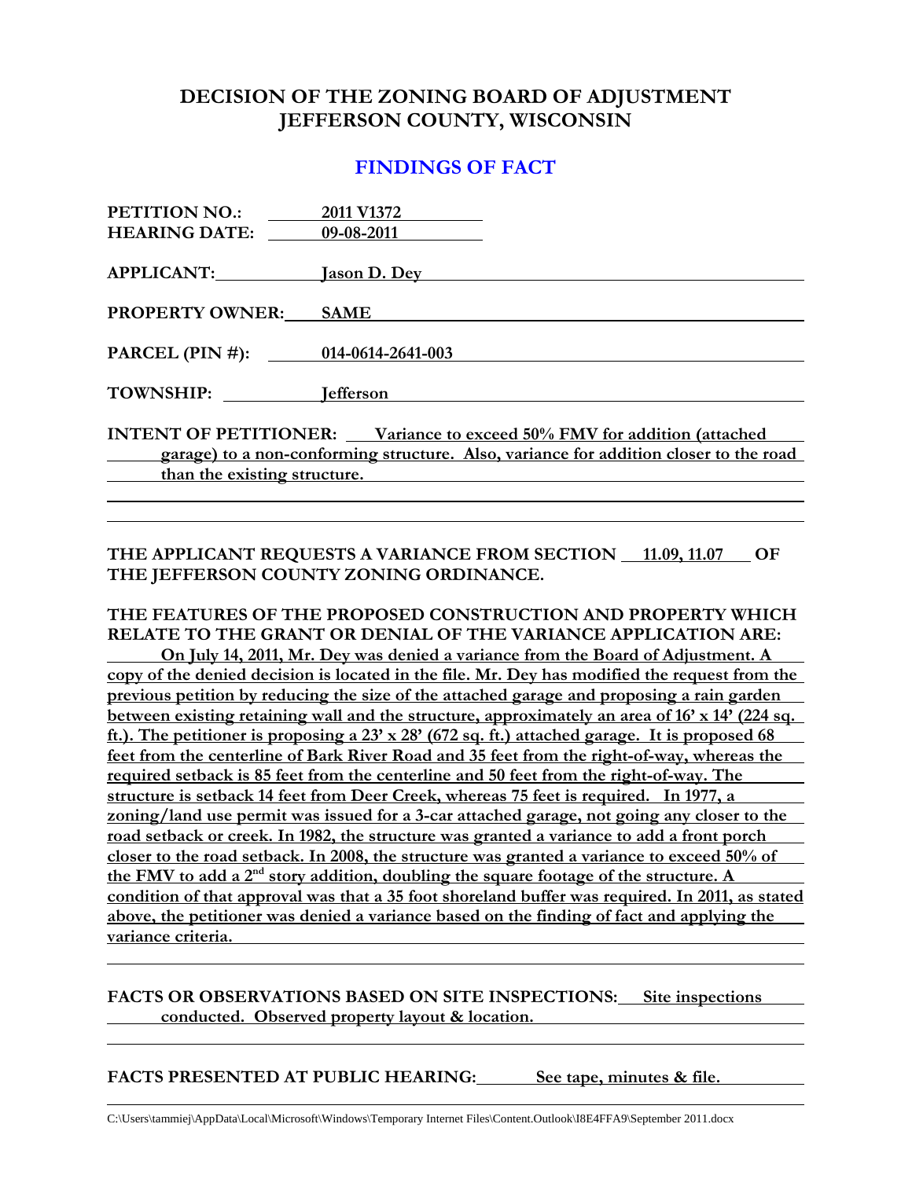# DECISION OF THE ZONING BOARD OF ADJUSTMENT
# JEFFERSON COUNTY, WISCONSIN

## FINDINGS OF FACT

**PETITION NO.:** 2011 V1372
**HEARING DATE:** 09-08-2011

**APPLICANT:** Jason D. Dey

**PROPERTY OWNER:** SAME

**PARCEL (PIN #):** 014-0614-2641-003

**TOWNSHIP:** Jefferson

**INTENT OF PETITIONER:** Variance to exceed 50% FMV for addition (attached garage) to a non-conforming structure. Also, variance for addition closer to the road than the existing structure.

**THE APPLICANT REQUESTS A VARIANCE FROM SECTION** 11.09, 11.07 **OF THE JEFFERSON COUNTY ZONING ORDINANCE.**

**THE FEATURES OF THE PROPOSED CONSTRUCTION AND PROPERTY WHICH RELATE TO THE GRANT OR DENIAL OF THE VARIANCE APPLICATION ARE:**

On July 14, 2011, Mr. Dey was denied a variance from the Board of Adjustment. A copy of the denied decision is located in the file. Mr. Dey has modified the request from the previous petition by reducing the size of the attached garage and proposing a rain garden between existing retaining wall and the structure, approximately an area of 16' x 14' (224 sq. ft.). The petitioner is proposing a 23' x 28' (672 sq. ft.) attached garage. It is proposed 68 feet from the centerline of Bark River Road and 35 feet from the right-of-way, whereas the required setback is 85 feet from the centerline and 50 feet from the right-of-way. The structure is setback 14 feet from Deer Creek, whereas 75 feet is required. In 1977, a zoning/land use permit was issued for a 3-car attached garage, not going any closer to the road setback or creek. In 1982, the structure was granted a variance to add a front porch closer to the road setback. In 2008, the structure was granted a variance to exceed 50% of the FMV to add a 2nd story addition, doubling the square footage of the structure. A condition of that approval was that a 35 foot shoreland buffer was required. In 2011, as stated above, the petitioner was denied a variance based on the finding of fact and applying the variance criteria.

**FACTS OR OBSERVATIONS BASED ON SITE INSPECTIONS:** Site inspections conducted. Observed property layout & location.

**FACTS PRESENTED AT PUBLIC HEARING:** See tape, minutes & file.

C:\Users\tammiej\AppData\Local\Microsoft\Windows\Temporary Internet Files\Content.Outlook\I8E4FFA9\September 2011.docx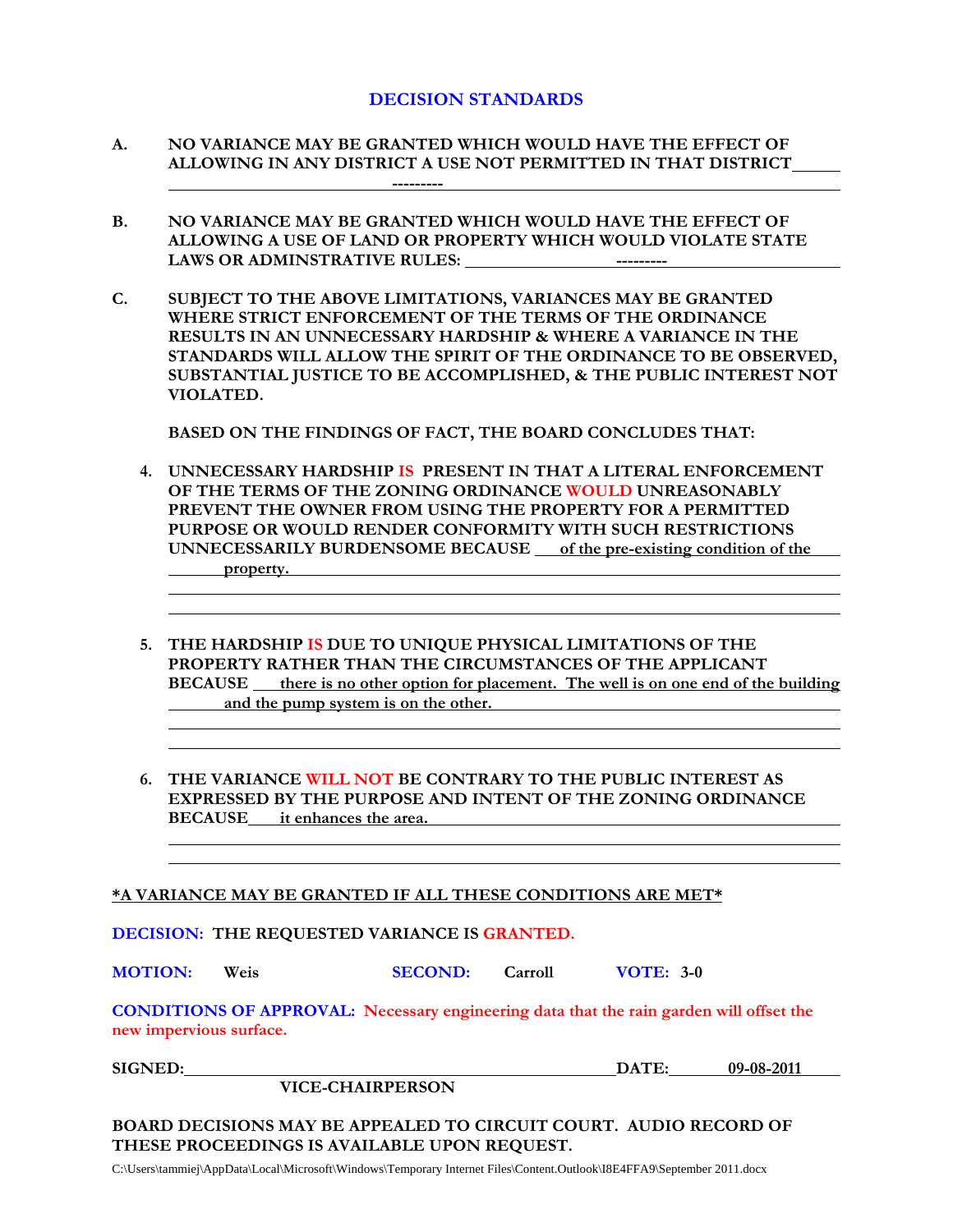## DECISION STANDARDS

**A. NO VARIANCE MAY BE GRANTED WHICH WOULD HAVE THE EFFECT OF ALLOWING IN ANY DISTRICT A USE NOT PERMITTED IN THAT DISTRICT** ---------

**B. NO VARIANCE MAY BE GRANTED WHICH WOULD HAVE THE EFFECT OF ALLOWING A USE OF LAND OR PROPERTY WHICH WOULD VIOLATE STATE LAWS OR ADMINSTRATIVE RULES:** ---------

**C. SUBJECT TO THE ABOVE LIMITATIONS, VARIANCES MAY BE GRANTED WHERE STRICT ENFORCEMENT OF THE TERMS OF THE ORDINANCE RESULTS IN AN UNNECESSARY HARDSHIP & WHERE A VARIANCE IN THE STANDARDS WILL ALLOW THE SPIRIT OF THE ORDINANCE TO BE OBSERVED, SUBSTANTIAL JUSTICE TO BE ACCOMPLISHED, & THE PUBLIC INTEREST NOT VIOLATED.**

**BASED ON THE FINDINGS OF FACT, THE BOARD CONCLUDES THAT:**

4. **UNNECESSARY HARDSHIP IS PRESENT IN THAT A LITERAL ENFORCEMENT OF THE TERMS OF THE ZONING ORDINANCE WOULD UNREASONABLY PREVENT THE OWNER FROM USING THE PROPERTY FOR A PERMITTED PURPOSE OR WOULD RENDER CONFORMITY WITH SUCH RESTRICTIONS UNNECESSARILY BURDENSOME BECAUSE** of the pre-existing condition of the property.

5. **THE HARDSHIP IS DUE TO UNIQUE PHYSICAL LIMITATIONS OF THE PROPERTY RATHER THAN THE CIRCUMSTANCES OF THE APPLICANT BECAUSE** there is no other option for placement. The well is on one end of the building and the pump system is on the other.

6. **THE VARIANCE WILL NOT BE CONTRARY TO THE PUBLIC INTEREST AS EXPRESSED BY THE PURPOSE AND INTENT OF THE ZONING ORDINANCE BECAUSE** it enhances the area.

**\*A VARIANCE MAY BE GRANTED IF ALL THESE CONDITIONS ARE MET\***

**DECISION: THE REQUESTED VARIANCE IS GRANTED.**

**MOTION:** Weis **SECOND:** Carroll **VOTE:** 3-0

**CONDITIONS OF APPROVAL: Necessary engineering data that the rain garden will offset the new impervious surface.**

**SIGNED:** ______________________ **DATE:** 09-08-2011

**VICE-CHAIRPERSON**

**BOARD DECISIONS MAY BE APPEALED TO CIRCUIT COURT. AUDIO RECORD OF THESE PROCEEDINGS IS AVAILABLE UPON REQUEST.**

C:\Users\tammiej\AppData\Local\Microsoft\Windows\Temporary Internet Files\Content.Outlook\I8E4FFA9\September 2011.docx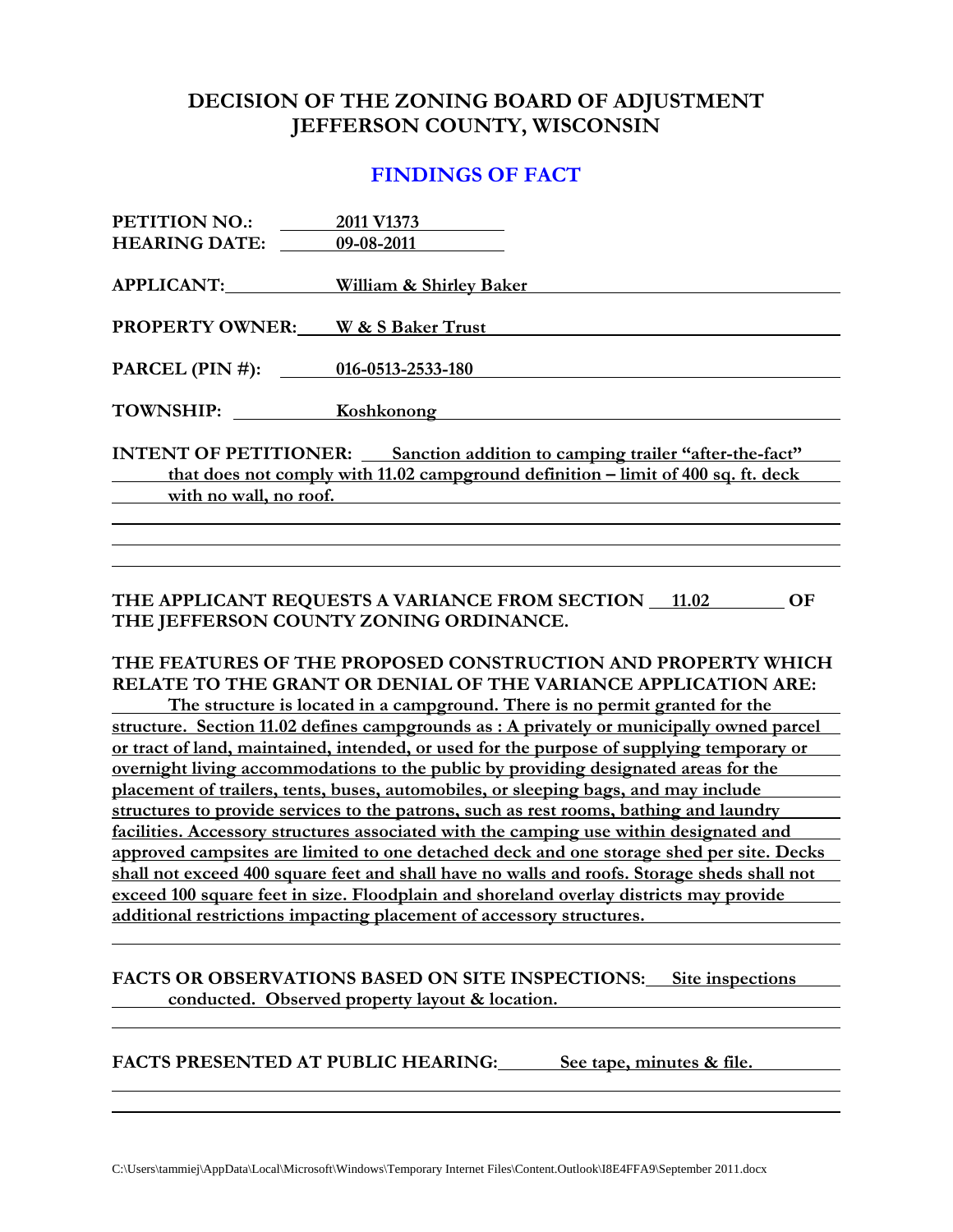# DECISION OF THE ZONING BOARD OF ADJUSTMENT
# JEFFERSON COUNTY, WISCONSIN

## FINDINGS OF FACT

**PETITION NO.:** 2011 V1373
**HEARING DATE:** 09-08-2011

**APPLICANT:** William & Shirley Baker

**PROPERTY OWNER:** W & S Baker Trust

**PARCEL (PIN #):** 016-0513-2533-180

**TOWNSHIP:** Koshkonong

**INTENT OF PETITIONER:** Sanction addition to camping trailer "after-the-fact" that does not comply with 11.02 campground definition – limit of 400 sq. ft. deck with no wall, no roof.

**THE APPLICANT REQUESTS A VARIANCE FROM SECTION 11.02 OF THE JEFFERSON COUNTY ZONING ORDINANCE.**

**THE FEATURES OF THE PROPOSED CONSTRUCTION AND PROPERTY WHICH RELATE TO THE GRANT OR DENIAL OF THE VARIANCE APPLICATION ARE:** The structure is located in a campground. There is no permit granted for the structure. Section 11.02 defines campgrounds as : A privately or municipally owned parcel or tract of land, maintained, intended, or used for the purpose of supplying temporary or overnight living accommodations to the public by providing designated areas for the placement of trailers, tents, buses, automobiles, or sleeping bags, and may include structures to provide services to the patrons, such as rest rooms, bathing and laundry facilities. Accessory structures associated with the camping use within designated and approved campsites are limited to one detached deck and one storage shed per site. Decks shall not exceed 400 square feet and shall have no walls and roofs. Storage sheds shall not exceed 100 square feet in size. Floodplain and shoreland overlay districts may provide additional restrictions impacting placement of accessory structures.

**FACTS OR OBSERVATIONS BASED ON SITE INSPECTIONS:** Site inspections conducted. Observed property layout & location.

**FACTS PRESENTED AT PUBLIC HEARING:** See tape, minutes & file.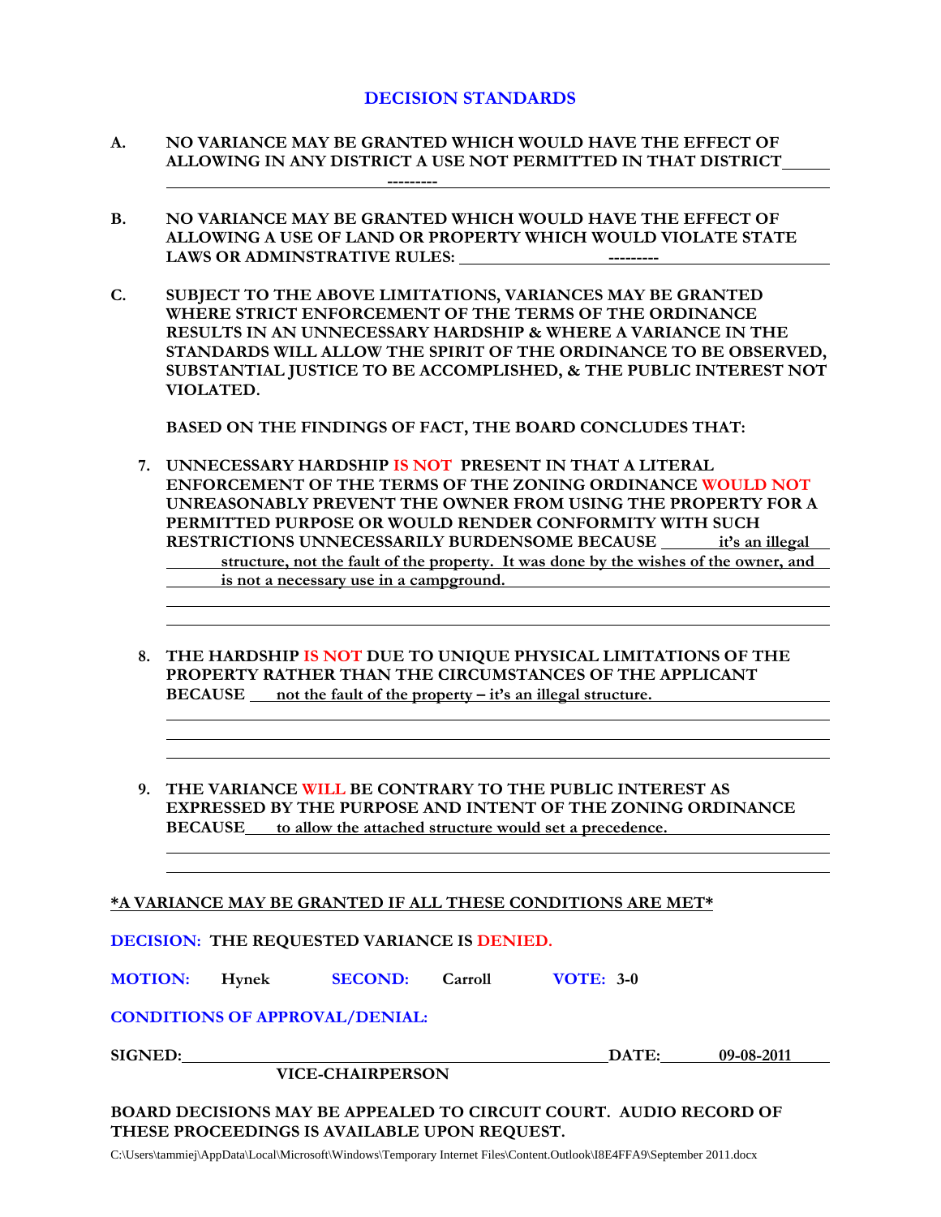## DECISION STANDARDS

**A. NO VARIANCE MAY BE GRANTED WHICH WOULD HAVE THE EFFECT OF ALLOWING IN ANY DISTRICT A USE NOT PERMITTED IN THAT DISTRICT**

---------

**B. NO VARIANCE MAY BE GRANTED WHICH WOULD HAVE THE EFFECT OF ALLOWING A USE OF LAND OR PROPERTY WHICH WOULD VIOLATE STATE LAWS OR ADMINSTRATIVE RULES:** ---------

**C. SUBJECT TO THE ABOVE LIMITATIONS, VARIANCES MAY BE GRANTED WHERE STRICT ENFORCEMENT OF THE TERMS OF THE ORDINANCE RESULTS IN AN UNNECESSARY HARDSHIP & WHERE A VARIANCE IN THE STANDARDS WILL ALLOW THE SPIRIT OF THE ORDINANCE TO BE OBSERVED, SUBSTANTIAL JUSTICE TO BE ACCOMPLISHED, & THE PUBLIC INTEREST NOT VIOLATED.**

**BASED ON THE FINDINGS OF FACT, THE BOARD CONCLUDES THAT:**

7. **UNNECESSARY HARDSHIP IS NOT PRESENT IN THAT A LITERAL ENFORCEMENT OF THE TERMS OF THE ZONING ORDINANCE WOULD NOT UNREASONABLY PREVENT THE OWNER FROM USING THE PROPERTY FOR A PERMITTED PURPOSE OR WOULD RENDER CONFORMITY WITH SUCH RESTRICTIONS UNNECESSARILY BURDENSOME BECAUSE** it's an illegal structure, not the fault of the property. It was done by the wishes of the owner, and is not a necessary use in a campground.

8. **THE HARDSHIP IS NOT DUE TO UNIQUE PHYSICAL LIMITATIONS OF THE PROPERTY RATHER THAN THE CIRCUMSTANCES OF THE APPLICANT BECAUSE** not the fault of the property – it's an illegal structure.

9. **THE VARIANCE WILL BE CONTRARY TO THE PUBLIC INTEREST AS EXPRESSED BY THE PURPOSE AND INTENT OF THE ZONING ORDINANCE BECAUSE** to allow the attached structure would set a precedence.

***A VARIANCE MAY BE GRANTED IF ALL THESE CONDITIONS ARE MET***

**DECISION: THE REQUESTED VARIANCE IS DENIED.**

**MOTION:** Hynek **SECOND:** Carroll **VOTE:** 3-0

**CONDITIONS OF APPROVAL/DENIAL:**

**SIGNED:** ______________________________ **DATE:** 09-08-2011

**VICE-CHAIRPERSON**

**BOARD DECISIONS MAY BE APPEALED TO CIRCUIT COURT. AUDIO RECORD OF THESE PROCEEDINGS IS AVAILABLE UPON REQUEST.**

C:\Users\tammiej\AppData\Local\Microsoft\Windows\Temporary Internet Files\Content.Outlook\I8E4FFA9\September 2011.docx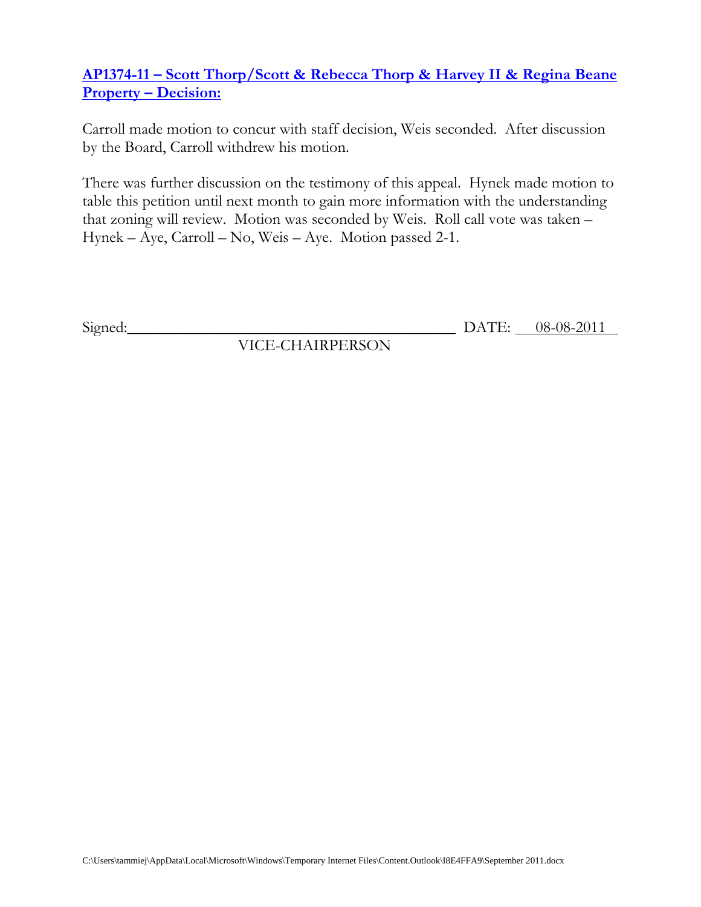**AP1374-11 – Scott Thorp/Scott & Rebecca Thorp & Harvey II & Regina Beane Property – Decision:**

Carroll made motion to concur with staff decision, Weis seconded. After discussion by the Board, Carroll withdrew his motion.

There was further discussion on the testimony of this appeal. Hynek made motion to table this petition until next month to gain more information with the understanding that zoning will review. Motion was seconded by Weis. Roll call vote was taken – Hynek – Aye, Carroll – No, Weis – Aye. Motion passed 2-1.

Signed:\_\_\_\_\_\_\_\_\_\_\_\_\_\_\_\_\_\_\_\_\_\_\_\_\_\_\_\_\_\_\_\_\_\_\_\_\_\_\_\_\_\_ DATE: 08-08-2011

VICE-CHAIRPERSON

C:\Users\tammiej\AppData\Local\Microsoft\Windows\Temporary Internet Files\Content.Outlook\I8E4FFA9\September 2011.docx